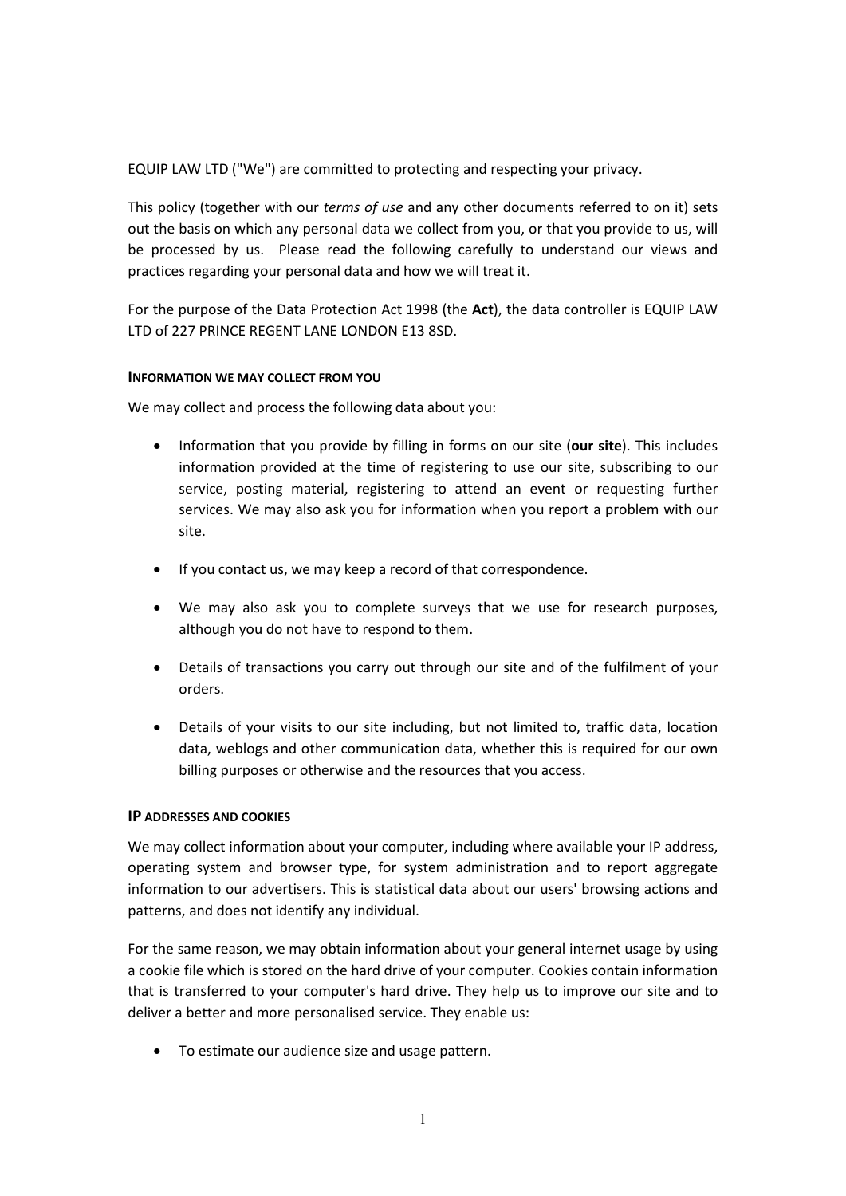EQUIP LAW LTD ("We") are committed to protecting and respecting your privacy.

This policy (together with our *terms of use* and any other documents referred to on it) sets out the basis on which any personal data we collect from you, or that you provide to us, will be processed by us. Please read the following carefully to understand our views and practices regarding your personal data and how we will treat it.

For the purpose of the Data Protection Act 1998 (the **Act**), the data controller is EQUIP LAW LTD of 227 PRINCE REGENT LANE LONDON E13 8SD.

### INFORMATION WE MAY COLLECT FROM YOU

We may collect and process the following data about you:

- Information that you provide by filling in forms on our site (**our site**). This includes information provided at the time of registering to use our site, subscribing to our service, posting material, registering to attend an event or requesting further services. We may also ask you for information when you report a problem with our site.
- If you contact us, we may keep a record of that correspondence.
- We may also ask you to complete surveys that we use for research purposes, although you do not have to respond to them.
- Details of transactions you carry out through our site and of the fulfilment of your orders.
- Details of your visits to our site including, but not limited to, traffic data, location data, weblogs and other communication data, whether this is required for our own billing purposes or otherwise and the resources that you access.

### IP ADDRESSES AND COOKIES

We may collect information about your computer, including where available your IP address, operating system and browser type, for system administration and to report aggregate information to our advertisers. This is statistical data about our users' browsing actions and patterns, and does not identify any individual.

For the same reason, we may obtain information about your general internet usage by using a cookie file which is stored on the hard drive of your computer. Cookies contain information that is transferred to your computer's hard drive. They help us to improve our site and to deliver a better and more personalised service. They enable us:

- To estimate our audience size and usage pattern.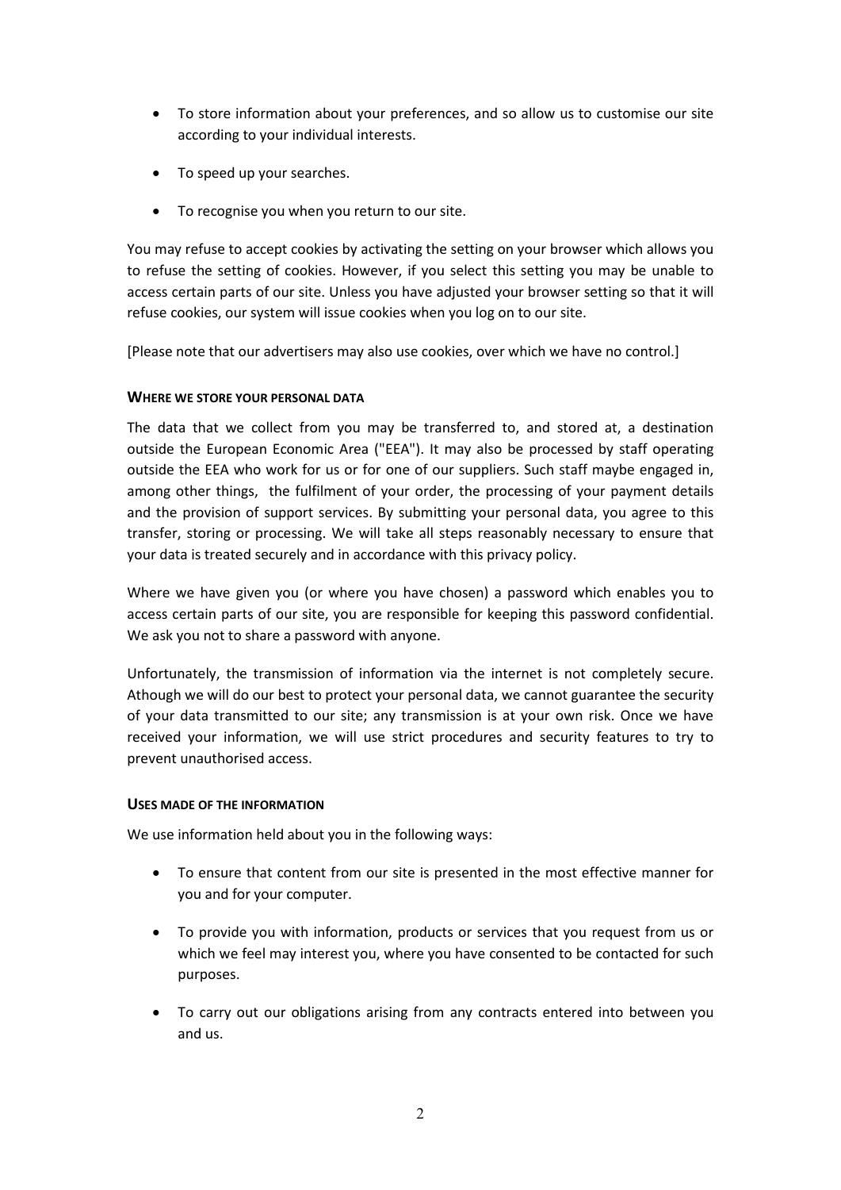- To store information about your preferences, and so allow us to customise our site according to your individual interests.
- To speed up your searches.
- To recognise you when you return to our site.

You may refuse to accept cookies by activating the setting on your browser which allows you to refuse the setting of cookies. However, if you select this setting you may be unable to access certain parts of our site. Unless you have adjusted your browser setting so that it will refuse cookies, our system will issue cookies when you log on to our site.

[Please note that our advertisers may also use cookies, over which we have no control.]

#### WHERE WE STORE YOUR PERSONAL DATA

The data that we collect from you may be transferred to, and stored at, a destination outside the European Economic Area ("EEA"). It may also be processed by staff operating outside the EEA who work for us or for one of our suppliers. Such staff maybe engaged in, among other things, the fulfilment of your order, the processing of your payment details and the provision of support services. By submitting your personal data, you agree to this transfer, storing or processing. We will take all steps reasonably necessary to ensure that your data is treated securely and in accordance with this privacy policy.

Where we have given you (or where you have chosen) a password which enables you to access certain parts of our site, you are responsible for keeping this password confidential. We ask you not to share a password with anyone.

Unfortunately, the transmission of information via the internet is not completely secure. Athough we will do our best to protect your personal data, we cannot guarantee the security of your data transmitted to our site; any transmission is at your own risk. Once we have received your information, we will use strict procedures and security features to try to prevent unauthorised access.

#### USES MADE OF THE INFORMATION

We use information held about you in the following ways:

- To ensure that content from our site is presented in the most effective manner for you and for your computer.
- To provide you with information, products or services that you request from us or which we feel may interest you, where you have consented to be contacted for such purposes.
- To carry out our obligations arising from any contracts entered into between you and us.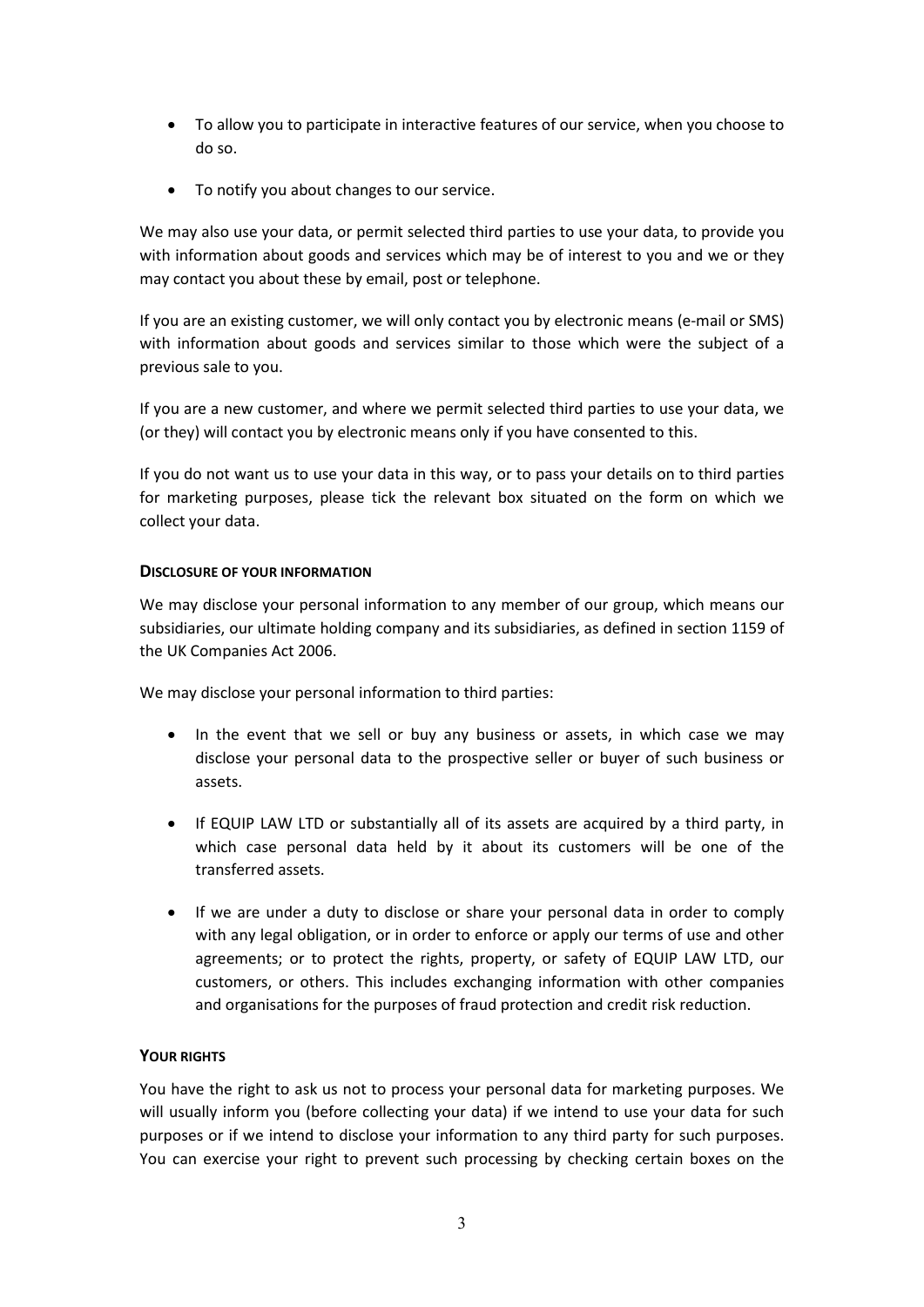- To allow you to participate in interactive features of our service, when you choose to do so.
- To notify you about changes to our service.

We may also use your data, or permit selected third parties to use your data, to provide you with information about goods and services which may be of interest to you and we or they may contact you about these by email, post or telephone.

If you are an existing customer, we will only contact you by electronic means (e-mail or SMS) with information about goods and services similar to those which were the subject of a previous sale to you.

If you are a new customer, and where we permit selected third parties to use your data, we (or they) will contact you by electronic means only if you have consented to this.

If you do not want us to use your data in this way, or to pass your details on to third parties for marketing purposes, please tick the relevant box situated on the form on which we collect your data.

#### DISCLOSURE OF YOUR INFORMATION

We may disclose your personal information to any member of our group, which means our subsidiaries, our ultimate holding company and its subsidiaries, as defined in section 1159 of the UK Companies Act 2006.

We may disclose your personal information to third parties:

- In the event that we sell or buy any business or assets, in which case we may disclose your personal data to the prospective seller or buyer of such business or assets.
- If EQUIP LAW LTD or substantially all of its assets are acquired by a third party, in which case personal data held by it about its customers will be one of the transferred assets.
- If we are under a duty to disclose or share your personal data in order to comply with any legal obligation, or in order to enforce or apply our terms of use and other agreements; or to protect the rights, property, or safety of EQUIP LAW LTD, our customers, or others. This includes exchanging information with other companies and organisations for the purposes of fraud protection and credit risk reduction.

#### YOUR RIGHTS

You have the right to ask us not to process your personal data for marketing purposes. We will usually inform you (before collecting your data) if we intend to use your data for such purposes or if we intend to disclose your information to any third party for such purposes. You can exercise your right to prevent such processing by checking certain boxes on the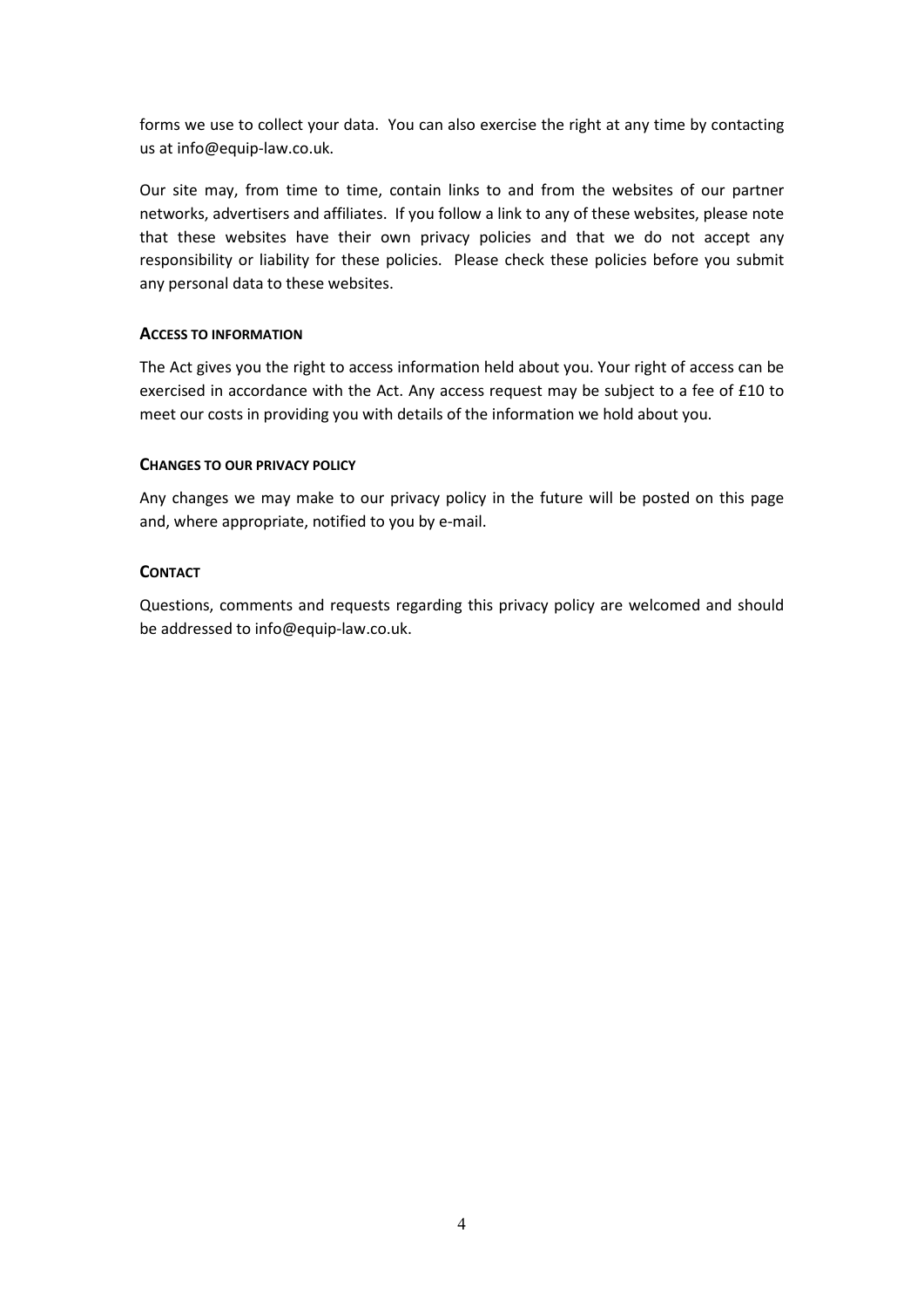forms we use to collect your data. You can also exercise the right at any time by contacting us at info@equip-law.co.uk.

Our site may, from time to time, contain links to and from the websites of our partner networks, advertisers and affiliates. If you follow a link to any of these websites, please note that these websites have their own privacy policies and that we do not accept any responsibility or liability for these policies. Please check these policies before you submit any personal data to these websites.

## ACCESS TO INFORMATION

The Act gives you the right to access information held about you. Your right of access can be exercised in accordance with the Act. Any access request may be subject to a fee of £10 to meet our costs in providing you with details of the information we hold about you.

## CHANGES TO OUR PRIVACY POLICY

Any changes we may make to our privacy policy in the future will be posted on this page and, where appropriate, notified to you by e-mail.

## CONTACT

Questions, comments and requests regarding this privacy policy are welcomed and should be addressed to info@equip-law.co.uk.